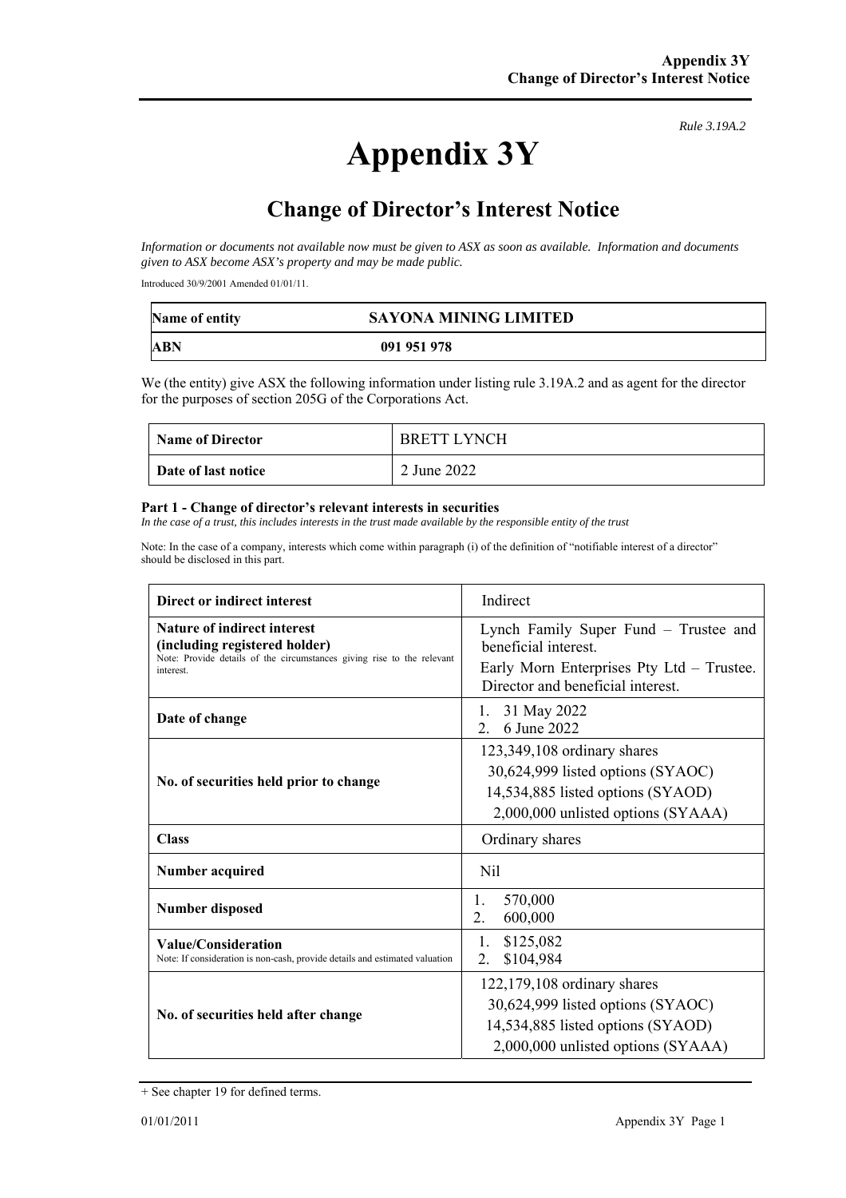*Rule 3.19A.2*

# Appendix 3Y

## Change of Director's Interest Notice

*Information or documents not available now must be given to ASX as soon as available. Information and documents given to ASX become ASX's property and may be made public.*

Introduced 30/9/2001 Amended 01/01/11.

| **Name of entity** | **SAYONA MINING LIMITED** |
|---|---|
| **ABN** | **091 951 978** |

We (the entity) give ASX the following information under listing rule 3.19A.2 and as agent for the director for the purposes of section 205G of the Corporations Act.

| **Name of Director** | BRETT LYNCH |
|---|---|
| **Date of last notice** | 2 June 2022 |

**Part 1 - Change of director's relevant interests in securities**

*In the case of a trust, this includes interests in the trust made available by the responsible entity of the trust*

Note: In the case of a company, interests which come within paragraph (i) of the definition of "notifiable interest of a director" should be disclosed in this part.

| **Direct or indirect interest** | Indirect |
|---|---|
| **Nature of indirect interest (including registered holder)**<br>Note: Provide details of the circumstances giving rise to the relevant interest. | Lynch Family Super Fund – Trustee and beneficial interest.<br>Early Morn Enterprises Pty Ltd – Trustee. Director and beneficial interest. |
| **Date of change** | 1. 31 May 2022<br>2. 6 June 2022 |
| **No. of securities held prior to change** | 123,349,108 ordinary shares<br>30,624,999 listed options (SYAOC)<br>14,534,885 listed options (SYAOD)<br>2,000,000 unlisted options (SYAAA) |
| **Class** | Ordinary shares |
| **Number acquired** | Nil |
| **Number disposed** | 1. 570,000<br>2. 600,000 |
| **Value/Consideration**<br>Note: If consideration is non-cash, provide details and estimated valuation | 1. $125,082<br>2. $104,984 |
| **No. of securities held after change** | 122,179,108 ordinary shares<br>30,624,999 listed options (SYAOC)<br>14,534,885 listed options (SYAOD)<br>2,000,000 unlisted options (SYAAA) |

+ See chapter 19 for defined terms.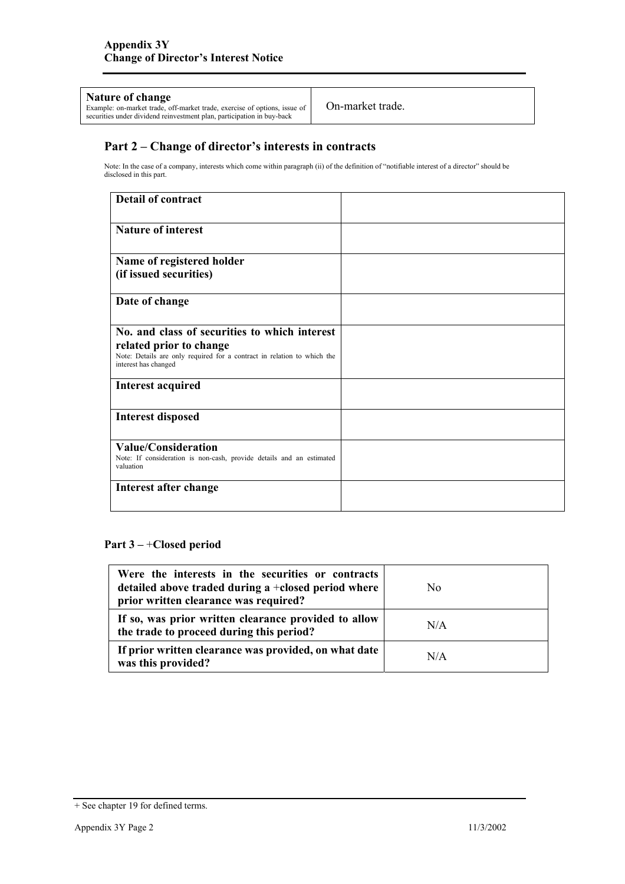**Appendix 3Y**
**Change of Director's Interest Notice**

| | |
|---|---|
| **Nature of change**<br>Example: on-market trade, off-market trade, exercise of options, issue of securities under dividend reinvestment plan, participation in buy-back | On-market trade. |

## Part 2 – Change of director's interests in contracts

Note: In the case of a company, interests which come within paragraph (ii) of the definition of "notifiable interest of a director" should be disclosed in this part.

| | |
|---|---|
| **Detail of contract** | |
| **Nature of interest** | |
| **Name of registered holder (if issued securities)** | |
| **Date of change** | |
| **No. and class of securities to which interest related prior to change**<br>Note: Details are only required for a contract in relation to which the interest has changed | |
| **Interest acquired** | |
| **Interest disposed** | |
| **Value/Consideration**<br>Note: If consideration is non-cash, provide details and an estimated valuation | |
| **Interest after change** | |

### Part 3 – +Closed period

| | |
|---|---|
| **Were the interests in the securities or contracts detailed above traded during a +closed period where prior written clearance was required?** | No |
| **If so, was prior written clearance provided to allow the trade to proceed during this period?** | N/A |
| **If prior written clearance was provided, on what date was this provided?** | N/A |

+ See chapter 19 for defined terms.